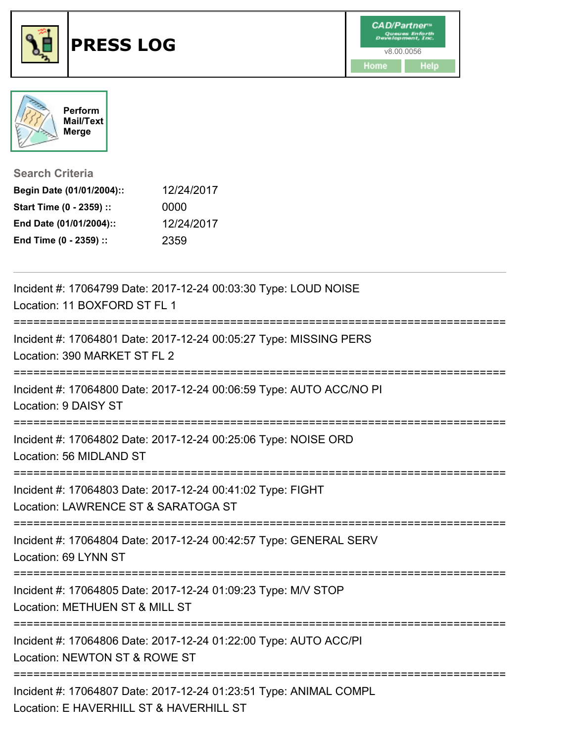# PRESS LOG

CAD/Partner
v8.00.0056
Home Help

Perform Mail/Text Merge

## Search Criteria

**Begin Date (01/01/2004)::** 12/24/2017
**Start Time (0 - 2359) ::** 0000
**End Date (01/01/2004)::** 12/24/2017
**End Time (0 - 2359) ::** 2359

---

Incident #: 17064799 Date: 2017-12-24 00:03:30 Type: LOUD NOISE
Location: 11 BOXFORD ST FL 1

===========================================================================

Incident #: 17064801 Date: 2017-12-24 00:05:27 Type: MISSING PERS
Location: 390 MARKET ST FL 2

===========================================================================

Incident #: 17064800 Date: 2017-12-24 00:06:59 Type: AUTO ACC/NO PI
Location: 9 DAISY ST

===========================================================================

Incident #: 17064802 Date: 2017-12-24 00:25:06 Type: NOISE ORD
Location: 56 MIDLAND ST

===========================================================================

Incident #: 17064803 Date: 2017-12-24 00:41:02 Type: FIGHT
Location: LAWRENCE ST & SARATOGA ST

===========================================================================

Incident #: 17064804 Date: 2017-12-24 00:42:57 Type: GENERAL SERV
Location: 69 LYNN ST

===========================================================================

Incident #: 17064805 Date: 2017-12-24 01:09:23 Type: M/V STOP
Location: METHUEN ST & MILL ST

===========================================================================

Incident #: 17064806 Date: 2017-12-24 01:22:00 Type: AUTO ACC/PI
Location: NEWTON ST & ROWE ST

===========================================================================

Incident #: 17064807 Date: 2017-12-24 01:23:51 Type: ANIMAL COMPL
Location: E HAVERHILL ST & HAVERHILL ST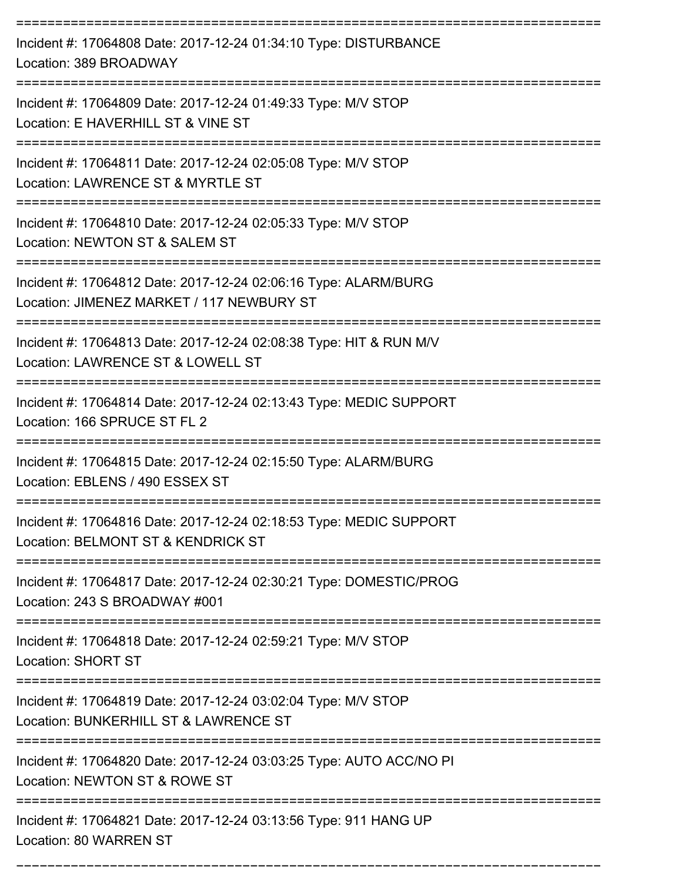===========================================================================

Incident #: 17064808 Date: 2017-12-24 01:34:10 Type: DISTURBANCE
Location: 389 BROADWAY

===========================================================================

Incident #: 17064809 Date: 2017-12-24 01:49:33 Type: M/V STOP
Location: E HAVERHILL ST & VINE ST

===========================================================================

Incident #: 17064811 Date: 2017-12-24 02:05:08 Type: M/V STOP
Location: LAWRENCE ST & MYRTLE ST

===========================================================================

Incident #: 17064810 Date: 2017-12-24 02:05:33 Type: M/V STOP
Location: NEWTON ST & SALEM ST

===========================================================================

Incident #: 17064812 Date: 2017-12-24 02:06:16 Type: ALARM/BURG
Location: JIMENEZ MARKET / 117 NEWBURY ST

===========================================================================

Incident #: 17064813 Date: 2017-12-24 02:08:38 Type: HIT & RUN M/V
Location: LAWRENCE ST & LOWELL ST

===========================================================================

Incident #: 17064814 Date: 2017-12-24 02:13:43 Type: MEDIC SUPPORT
Location: 166 SPRUCE ST FL 2

===========================================================================

Incident #: 17064815 Date: 2017-12-24 02:15:50 Type: ALARM/BURG
Location: EBLENS / 490 ESSEX ST

===========================================================================

Incident #: 17064816 Date: 2017-12-24 02:18:53 Type: MEDIC SUPPORT
Location: BELMONT ST & KENDRICK ST

===========================================================================

Incident #: 17064817 Date: 2017-12-24 02:30:21 Type: DOMESTIC/PROG
Location: 243 S BROADWAY #001

===========================================================================

Incident #: 17064818 Date: 2017-12-24 02:59:21 Type: M/V STOP
Location: SHORT ST

===========================================================================

Incident #: 17064819 Date: 2017-12-24 03:02:04 Type: M/V STOP
Location: BUNKERHILL ST & LAWRENCE ST

===========================================================================

Incident #: 17064820 Date: 2017-12-24 03:03:25 Type: AUTO ACC/NO PI
Location: NEWTON ST & ROWE ST

===========================================================================

Incident #: 17064821 Date: 2017-12-24 03:13:56 Type: 911 HANG UP
Location: 80 WARREN ST

===========================================================================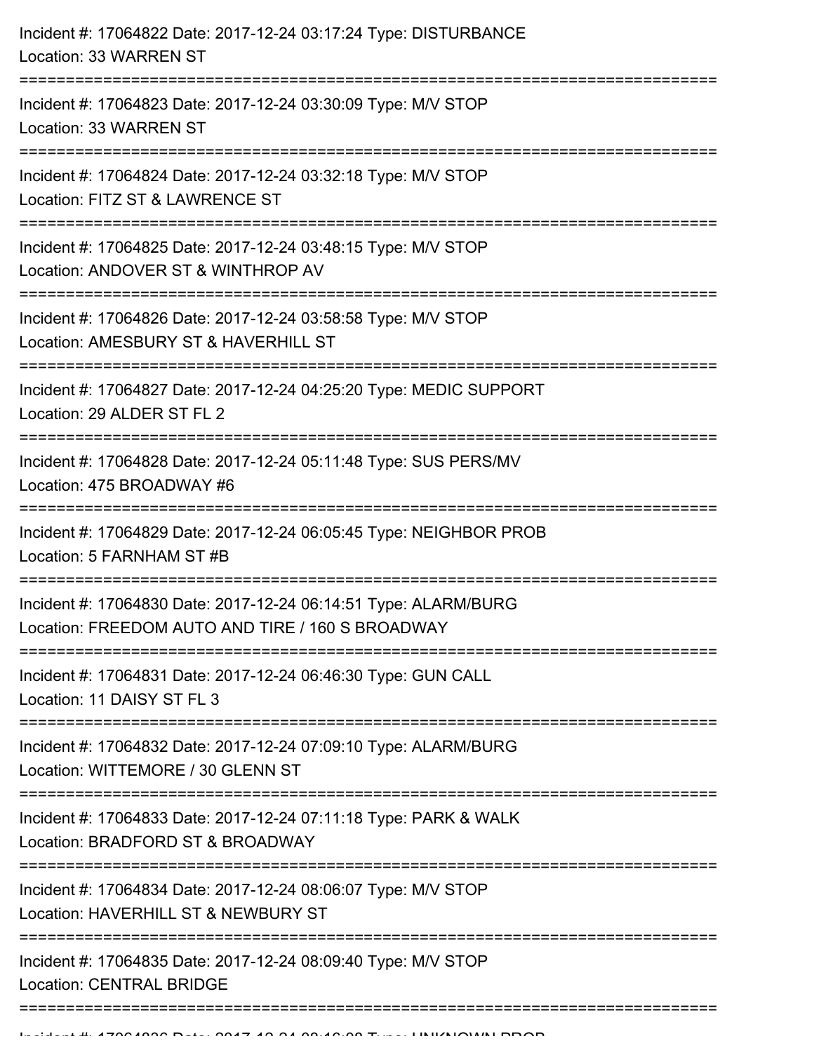Incident #: 17064822 Date: 2017-12-24 03:17:24 Type: DISTURBANCE
Location: 33 WARREN ST

===========================================================================

Incident #: 17064823 Date: 2017-12-24 03:30:09 Type: M/V STOP
Location: 33 WARREN ST

===========================================================================

Incident #: 17064824 Date: 2017-12-24 03:32:18 Type: M/V STOP
Location: FITZ ST & LAWRENCE ST

===========================================================================

Incident #: 17064825 Date: 2017-12-24 03:48:15 Type: M/V STOP
Location: ANDOVER ST & WINTHROP AV

===========================================================================

Incident #: 17064826 Date: 2017-12-24 03:58:58 Type: M/V STOP
Location: AMESBURY ST & HAVERHILL ST

===========================================================================

Incident #: 17064827 Date: 2017-12-24 04:25:20 Type: MEDIC SUPPORT
Location: 29 ALDER ST FL 2

===========================================================================

Incident #: 17064828 Date: 2017-12-24 05:11:48 Type: SUS PERS/MV
Location: 475 BROADWAY #6

===========================================================================

Incident #: 17064829 Date: 2017-12-24 06:05:45 Type: NEIGHBOR PROB
Location: 5 FARNHAM ST #B

===========================================================================

Incident #: 17064830 Date: 2017-12-24 06:14:51 Type: ALARM/BURG
Location: FREEDOM AUTO AND TIRE / 160 S BROADWAY

===========================================================================

Incident #: 17064831 Date: 2017-12-24 06:46:30 Type: GUN CALL
Location: 11 DAISY ST FL 3

===========================================================================

Incident #: 17064832 Date: 2017-12-24 07:09:10 Type: ALARM/BURG
Location: WITTEMORE / 30 GLENN ST

===========================================================================

Incident #: 17064833 Date: 2017-12-24 07:11:18 Type: PARK & WALK
Location: BRADFORD ST & BROADWAY

===========================================================================

Incident #: 17064834 Date: 2017-12-24 08:06:07 Type: M/V STOP
Location: HAVERHILL ST & NEWBURY ST

===========================================================================

Incident #: 17064835 Date: 2017-12-24 08:09:40 Type: M/V STOP
Location: CENTRAL BRIDGE

===========================================================================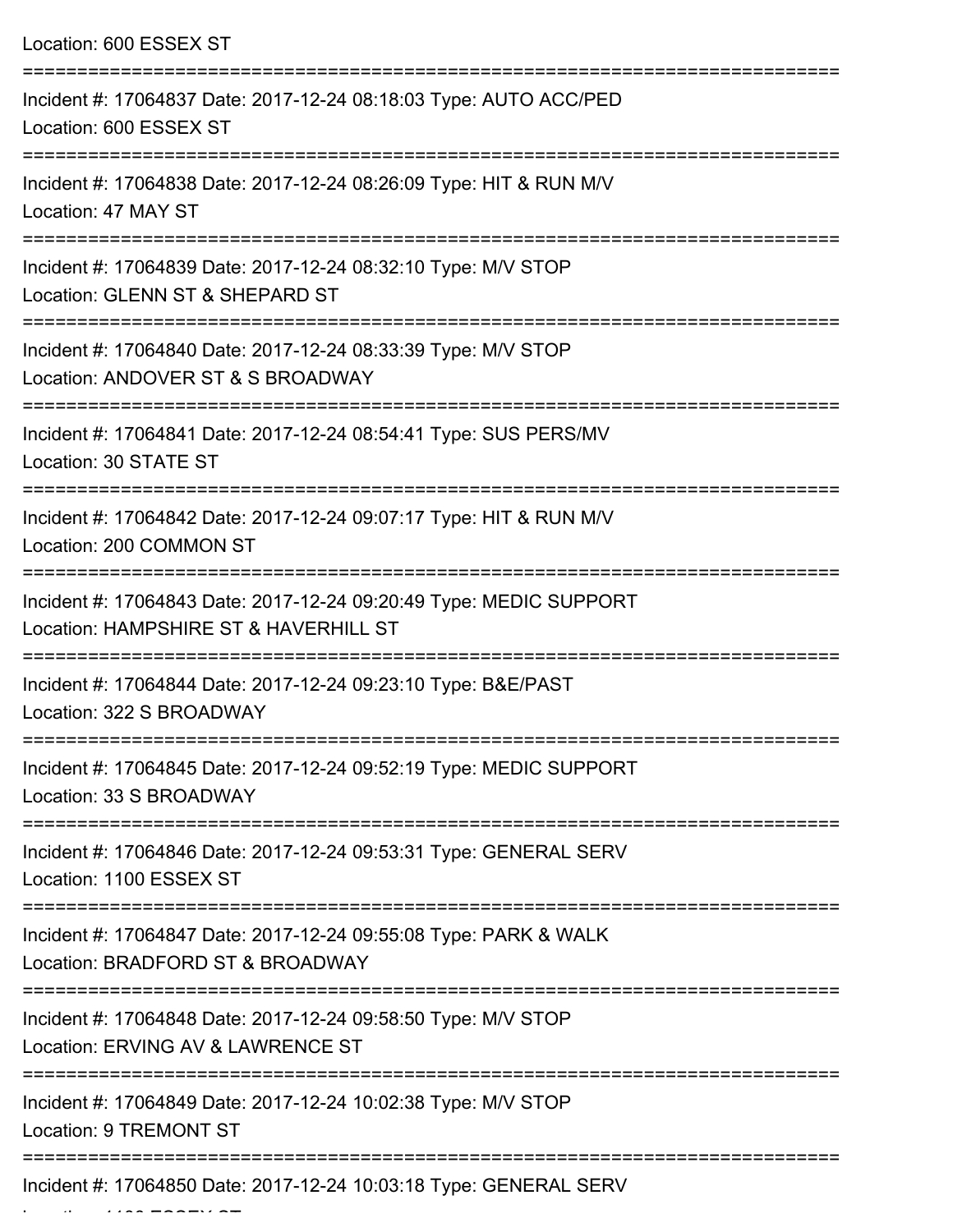Location: 600 ESSEX ST

===========================================================================

Incident #: 17064837 Date: 2017-12-24 08:18:03 Type: AUTO ACC/PED

Location: 600 ESSEX ST

===========================================================================

Incident #: 17064838 Date: 2017-12-24 08:26:09 Type: HIT & RUN M/V

Location: 47 MAY ST

===========================================================================

Incident #: 17064839 Date: 2017-12-24 08:32:10 Type: M/V STOP

Location: GLENN ST & SHEPARD ST

===========================================================================

Incident #: 17064840 Date: 2017-12-24 08:33:39 Type: M/V STOP

Location: ANDOVER ST & S BROADWAY

===========================================================================

Incident #: 17064841 Date: 2017-12-24 08:54:41 Type: SUS PERS/MV

Location: 30 STATE ST

===========================================================================

Incident #: 17064842 Date: 2017-12-24 09:07:17 Type: HIT & RUN M/V

Location: 200 COMMON ST

===========================================================================

Incident #: 17064843 Date: 2017-12-24 09:20:49 Type: MEDIC SUPPORT

Location: HAMPSHIRE ST & HAVERHILL ST

===========================================================================

Incident #: 17064844 Date: 2017-12-24 09:23:10 Type: B&E/PAST

Location: 322 S BROADWAY

===========================================================================

Incident #: 17064845 Date: 2017-12-24 09:52:19 Type: MEDIC SUPPORT

Location: 33 S BROADWAY

===========================================================================

Incident #: 17064846 Date: 2017-12-24 09:53:31 Type: GENERAL SERV

Location: 1100 ESSEX ST

===========================================================================

Incident #: 17064847 Date: 2017-12-24 09:55:08 Type: PARK & WALK

Location: BRADFORD ST & BROADWAY

===========================================================================

Incident #: 17064848 Date: 2017-12-24 09:58:50 Type: M/V STOP

Location: ERVING AV & LAWRENCE ST

===========================================================================

Incident #: 17064849 Date: 2017-12-24 10:02:38 Type: M/V STOP

Location: 9 TREMONT ST

===========================================================================

Incident #: 17064850 Date: 2017-12-24 10:03:18 Type: GENERAL SERV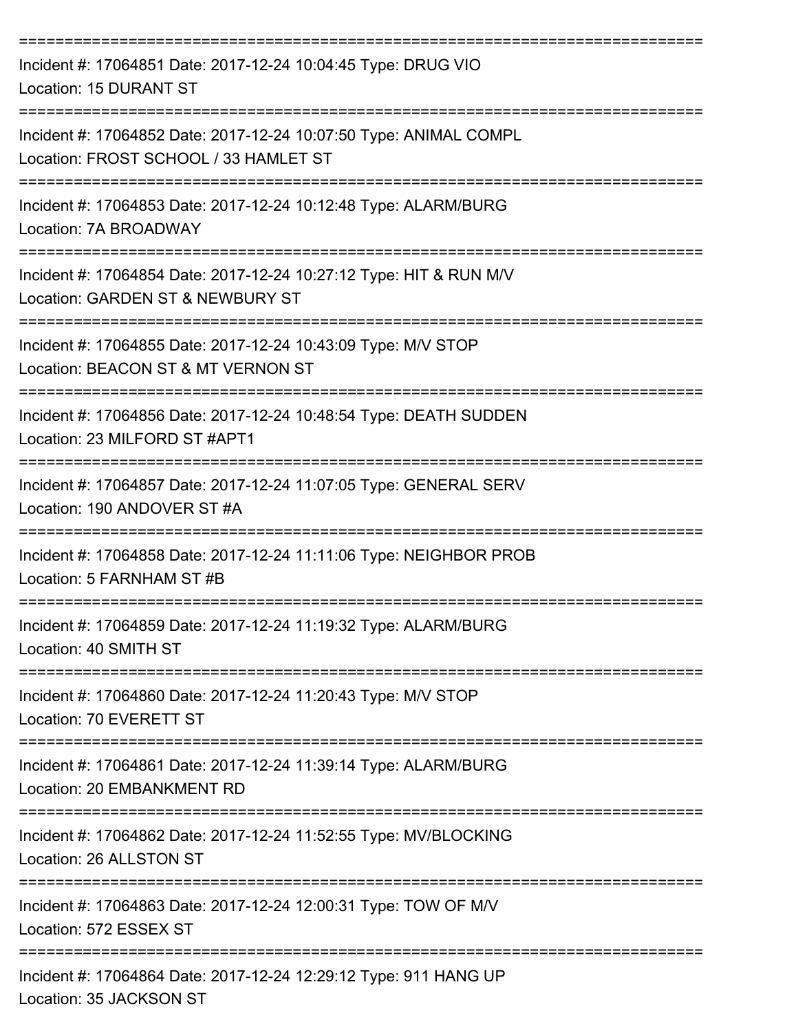==============================================================================

Incident #: 17064851 Date: 2017-12-24 10:04:45 Type: DRUG VIO
Location: 15 DURANT ST

==============================================================================

Incident #: 17064852 Date: 2017-12-24 10:07:50 Type: ANIMAL COMPL
Location: FROST SCHOOL / 33 HAMLET ST

==============================================================================

Incident #: 17064853 Date: 2017-12-24 10:12:48 Type: ALARM/BURG
Location: 7A BROADWAY

==============================================================================

Incident #: 17064854 Date: 2017-12-24 10:27:12 Type: HIT & RUN M/V
Location: GARDEN ST & NEWBURY ST

==============================================================================

Incident #: 17064855 Date: 2017-12-24 10:43:09 Type: M/V STOP
Location: BEACON ST & MT VERNON ST

==============================================================================

Incident #: 17064856 Date: 2017-12-24 10:48:54 Type: DEATH SUDDEN
Location: 23 MILFORD ST #APT1

==============================================================================

Incident #: 17064857 Date: 2017-12-24 11:07:05 Type: GENERAL SERV
Location: 190 ANDOVER ST #A

==============================================================================

Incident #: 17064858 Date: 2017-12-24 11:11:06 Type: NEIGHBOR PROB
Location: 5 FARNHAM ST #B

==============================================================================

Incident #: 17064859 Date: 2017-12-24 11:19:32 Type: ALARM/BURG
Location: 40 SMITH ST

==============================================================================

Incident #: 17064860 Date: 2017-12-24 11:20:43 Type: M/V STOP
Location: 70 EVERETT ST

==============================================================================

Incident #: 17064861 Date: 2017-12-24 11:39:14 Type: ALARM/BURG
Location: 20 EMBANKMENT RD

==============================================================================

Incident #: 17064862 Date: 2017-12-24 11:52:55 Type: MV/BLOCKING
Location: 26 ALLSTON ST

==============================================================================

Incident #: 17064863 Date: 2017-12-24 12:00:31 Type: TOW OF M/V
Location: 572 ESSEX ST

==============================================================================

Incident #: 17064864 Date: 2017-12-24 12:29:12 Type: 911 HANG UP
Location: 35 JACKSON ST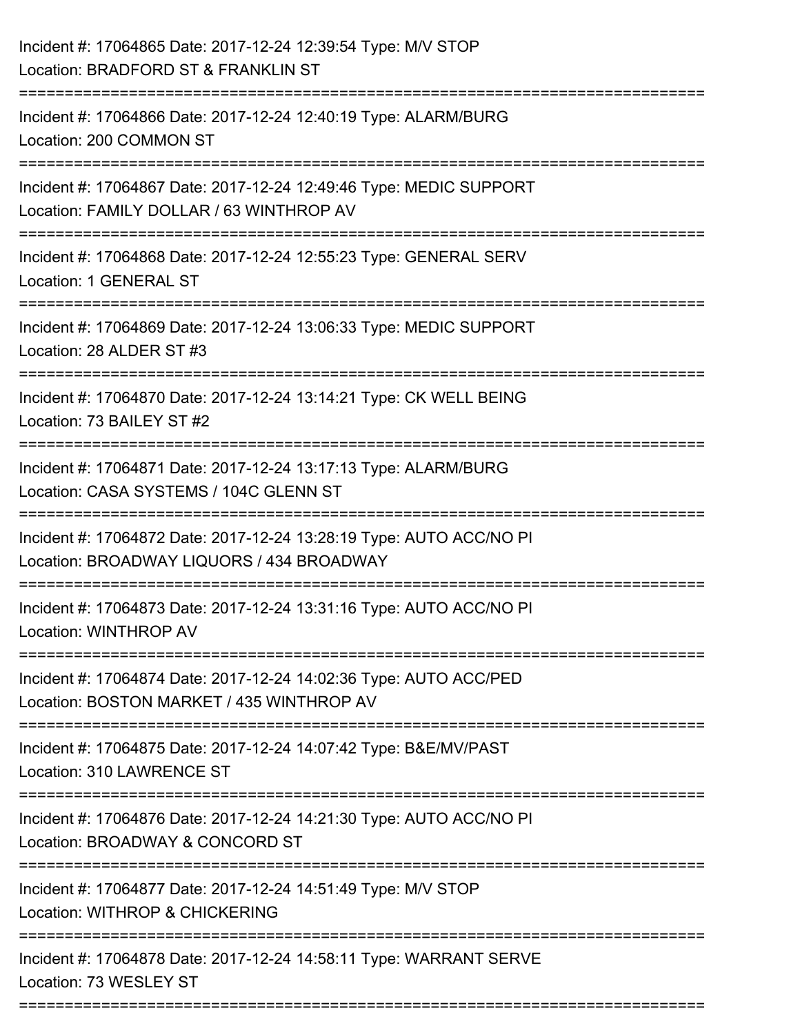Incident #: 17064865 Date: 2017-12-24 12:39:54 Type: M/V STOP
Location: BRADFORD ST & FRANKLIN ST

===========================================================================

Incident #: 17064866 Date: 2017-12-24 12:40:19 Type: ALARM/BURG
Location: 200 COMMON ST

===========================================================================

Incident #: 17064867 Date: 2017-12-24 12:49:46 Type: MEDIC SUPPORT
Location: FAMILY DOLLAR / 63 WINTHROP AV

===========================================================================

Incident #: 17064868 Date: 2017-12-24 12:55:23 Type: GENERAL SERV
Location: 1 GENERAL ST

===========================================================================

Incident #: 17064869 Date: 2017-12-24 13:06:33 Type: MEDIC SUPPORT
Location: 28 ALDER ST #3

===========================================================================

Incident #: 17064870 Date: 2017-12-24 13:14:21 Type: CK WELL BEING
Location: 73 BAILEY ST #2

===========================================================================

Incident #: 17064871 Date: 2017-12-24 13:17:13 Type: ALARM/BURG
Location: CASA SYSTEMS / 104C GLENN ST

===========================================================================

Incident #: 17064872 Date: 2017-12-24 13:28:19 Type: AUTO ACC/NO PI
Location: BROADWAY LIQUORS / 434 BROADWAY

===========================================================================

Incident #: 17064873 Date: 2017-12-24 13:31:16 Type: AUTO ACC/NO PI
Location: WINTHROP AV

===========================================================================

Incident #: 17064874 Date: 2017-12-24 14:02:36 Type: AUTO ACC/PED
Location: BOSTON MARKET / 435 WINTHROP AV

===========================================================================

Incident #: 17064875 Date: 2017-12-24 14:07:42 Type: B&E/MV/PAST
Location: 310 LAWRENCE ST

===========================================================================

Incident #: 17064876 Date: 2017-12-24 14:21:30 Type: AUTO ACC/NO PI
Location: BROADWAY & CONCORD ST

===========================================================================

Incident #: 17064877 Date: 2017-12-24 14:51:49 Type: M/V STOP
Location: WITHROP & CHICKERING

===========================================================================

Incident #: 17064878 Date: 2017-12-24 14:58:11 Type: WARRANT SERVE
Location: 73 WESLEY ST

===========================================================================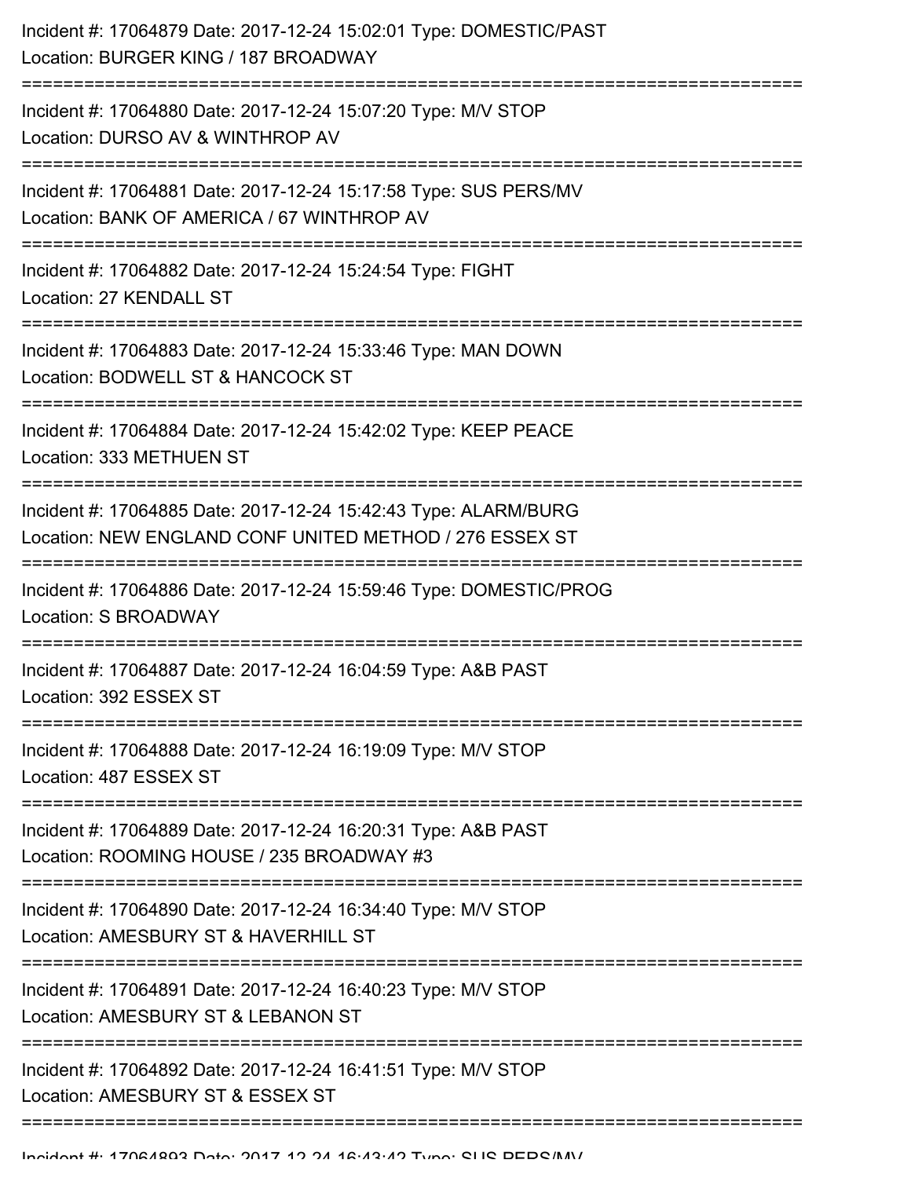Incident #: 17064879 Date: 2017-12-24 15:02:01 Type: DOMESTIC/PAST
Location: BURGER KING / 187 BROADWAY

===========================================================================

Incident #: 17064880 Date: 2017-12-24 15:07:20 Type: M/V STOP
Location: DURSO AV & WINTHROP AV

===========================================================================

Incident #: 17064881 Date: 2017-12-24 15:17:58 Type: SUS PERS/MV
Location: BANK OF AMERICA / 67 WINTHROP AV

===========================================================================

Incident #: 17064882 Date: 2017-12-24 15:24:54 Type: FIGHT
Location: 27 KENDALL ST

===========================================================================

Incident #: 17064883 Date: 2017-12-24 15:33:46 Type: MAN DOWN
Location: BODWELL ST & HANCOCK ST

===========================================================================

Incident #: 17064884 Date: 2017-12-24 15:42:02 Type: KEEP PEACE
Location: 333 METHUEN ST

===========================================================================

Incident #: 17064885 Date: 2017-12-24 15:42:43 Type: ALARM/BURG
Location: NEW ENGLAND CONF UNITED METHOD / 276 ESSEX ST

===========================================================================

Incident #: 17064886 Date: 2017-12-24 15:59:46 Type: DOMESTIC/PROG
Location: S BROADWAY

===========================================================================

Incident #: 17064887 Date: 2017-12-24 16:04:59 Type: A&B PAST
Location: 392 ESSEX ST

===========================================================================

Incident #: 17064888 Date: 2017-12-24 16:19:09 Type: M/V STOP
Location: 487 ESSEX ST

===========================================================================

Incident #: 17064889 Date: 2017-12-24 16:20:31 Type: A&B PAST
Location: ROOMING HOUSE / 235 BROADWAY #3

===========================================================================

Incident #: 17064890 Date: 2017-12-24 16:34:40 Type: M/V STOP
Location: AMESBURY ST & HAVERHILL ST

===========================================================================

Incident #: 17064891 Date: 2017-12-24 16:40:23 Type: M/V STOP
Location: AMESBURY ST & LEBANON ST

===========================================================================

Incident #: 17064892 Date: 2017-12-24 16:41:51 Type: M/V STOP
Location: AMESBURY ST & ESSEX ST

===========================================================================

Incident #: 17064893 Date: 2017-12-24 16:43:42 Type: SUS PERS/MV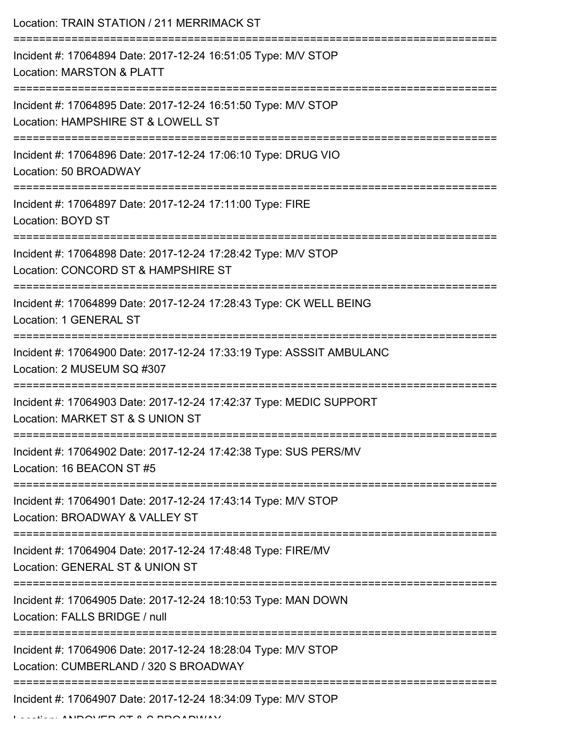Location: TRAIN STATION / 211 MERRIMACK ST

===========================================================================

Incident #: 17064894 Date: 2017-12-24 16:51:05 Type: M/V STOP

Location: MARSTON & PLATT

===========================================================================

Incident #: 17064895 Date: 2017-12-24 16:51:50 Type: M/V STOP

Location: HAMPSHIRE ST & LOWELL ST

===========================================================================

Incident #: 17064896 Date: 2017-12-24 17:06:10 Type: DRUG VIO

Location: 50 BROADWAY

===========================================================================

Incident #: 17064897 Date: 2017-12-24 17:11:00 Type: FIRE

Location: BOYD ST

===========================================================================

Incident #: 17064898 Date: 2017-12-24 17:28:42 Type: M/V STOP

Location: CONCORD ST & HAMPSHIRE ST

===========================================================================

Incident #: 17064899 Date: 2017-12-24 17:28:43 Type: CK WELL BEING

Location: 1 GENERAL ST

===========================================================================

Incident #: 17064900 Date: 2017-12-24 17:33:19 Type: ASSSIT AMBULANC

Location: 2 MUSEUM SQ #307

===========================================================================

Incident #: 17064903 Date: 2017-12-24 17:42:37 Type: MEDIC SUPPORT

Location: MARKET ST & S UNION ST

===========================================================================

Incident #: 17064902 Date: 2017-12-24 17:42:38 Type: SUS PERS/MV

Location: 16 BEACON ST #5

===========================================================================

Incident #: 17064901 Date: 2017-12-24 17:43:14 Type: M/V STOP

Location: BROADWAY & VALLEY ST

===========================================================================

Incident #: 17064904 Date: 2017-12-24 17:48:48 Type: FIRE/MV

Location: GENERAL ST & UNION ST

===========================================================================

Incident #: 17064905 Date: 2017-12-24 18:10:53 Type: MAN DOWN

Location: FALLS BRIDGE / null

===========================================================================

Incident #: 17064906 Date: 2017-12-24 18:28:04 Type: M/V STOP

Location: CUMBERLAND / 320 S BROADWAY

===========================================================================

Incident #: 17064907 Date: 2017-12-24 18:34:09 Type: M/V STOP

Location: ANDOVER ST & S BROADWAY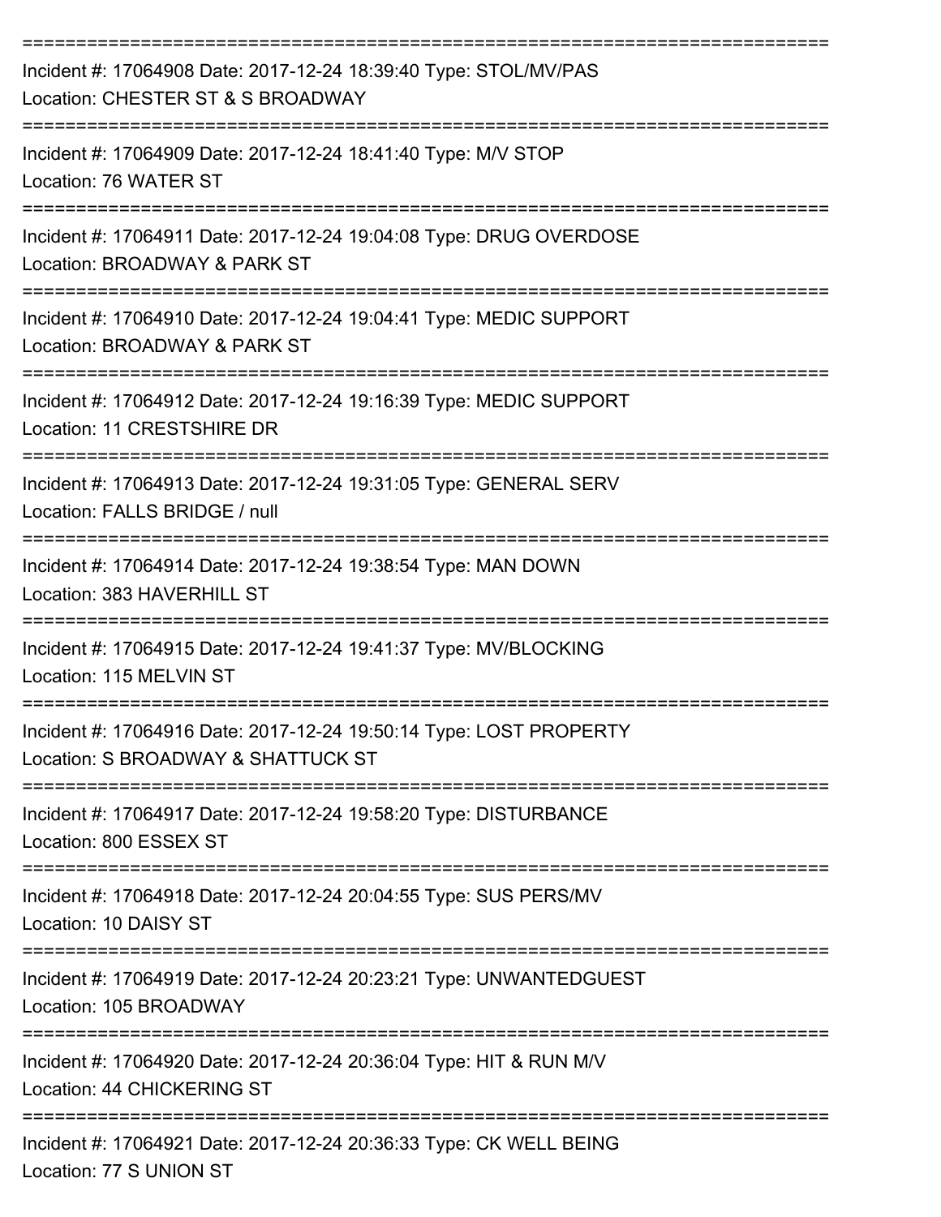===========================================================================

Incident #: 17064908 Date: 2017-12-24 18:39:40 Type: STOL/MV/PAS
Location: CHESTER ST & S BROADWAY

===========================================================================

Incident #: 17064909 Date: 2017-12-24 18:41:40 Type: M/V STOP
Location: 76 WATER ST

===========================================================================

Incident #: 17064911 Date: 2017-12-24 19:04:08 Type: DRUG OVERDOSE
Location: BROADWAY & PARK ST

===========================================================================

Incident #: 17064910 Date: 2017-12-24 19:04:41 Type: MEDIC SUPPORT
Location: BROADWAY & PARK ST

===========================================================================

Incident #: 17064912 Date: 2017-12-24 19:16:39 Type: MEDIC SUPPORT
Location: 11 CRESTSHIRE DR

===========================================================================

Incident #: 17064913 Date: 2017-12-24 19:31:05 Type: GENERAL SERV
Location: FALLS BRIDGE / null

===========================================================================

Incident #: 17064914 Date: 2017-12-24 19:38:54 Type: MAN DOWN
Location: 383 HAVERHILL ST

===========================================================================

Incident #: 17064915 Date: 2017-12-24 19:41:37 Type: MV/BLOCKING
Location: 115 MELVIN ST

===========================================================================

Incident #: 17064916 Date: 2017-12-24 19:50:14 Type: LOST PROPERTY
Location: S BROADWAY & SHATTUCK ST

===========================================================================

Incident #: 17064917 Date: 2017-12-24 19:58:20 Type: DISTURBANCE
Location: 800 ESSEX ST

===========================================================================

Incident #: 17064918 Date: 2017-12-24 20:04:55 Type: SUS PERS/MV
Location: 10 DAISY ST

===========================================================================

Incident #: 17064919 Date: 2017-12-24 20:23:21 Type: UNWANTEDGUEST
Location: 105 BROADWAY

===========================================================================

Incident #: 17064920 Date: 2017-12-24 20:36:04 Type: HIT & RUN M/V
Location: 44 CHICKERING ST

===========================================================================

Incident #: 17064921 Date: 2017-12-24 20:36:33 Type: CK WELL BEING
Location: 77 S UNION ST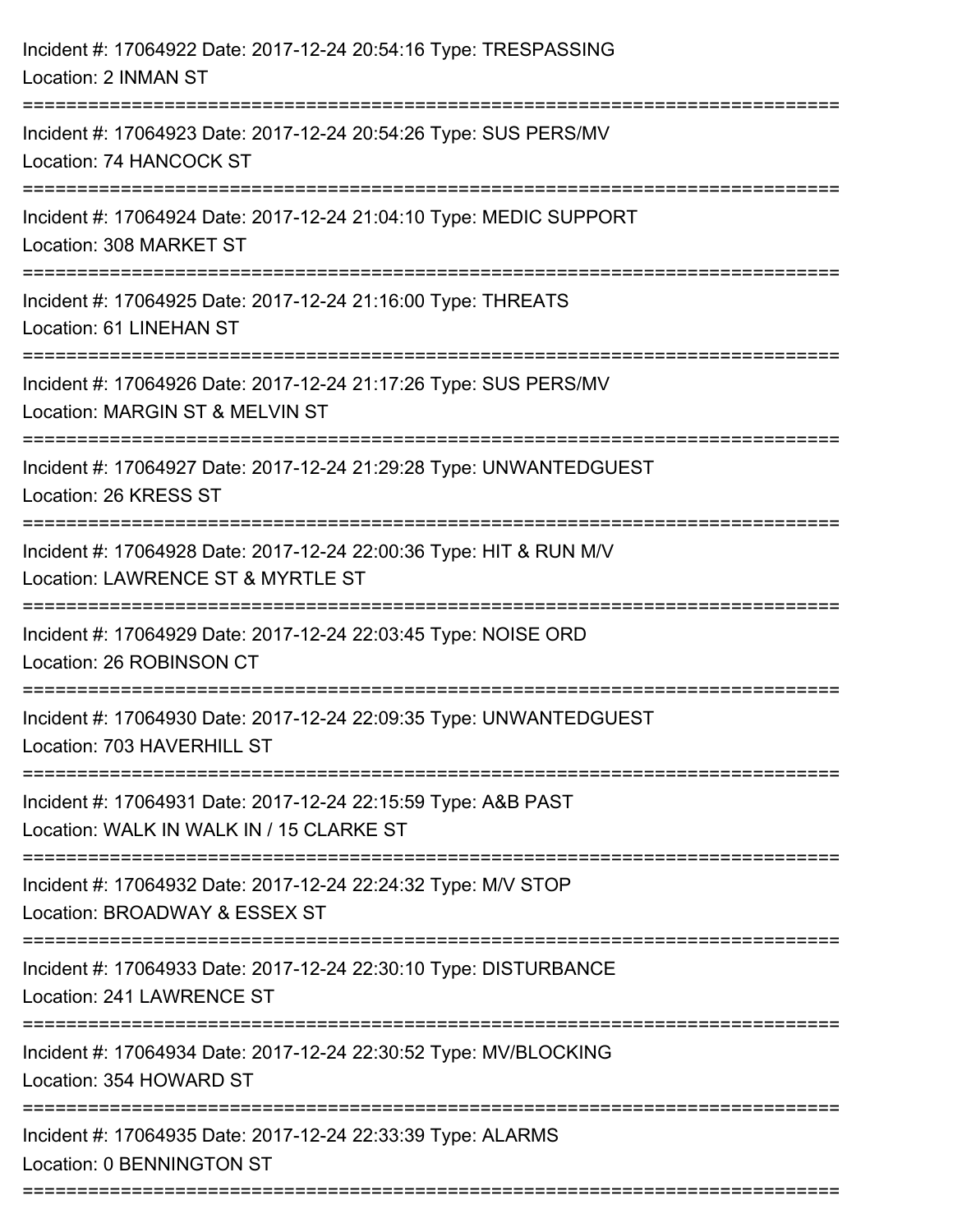Incident #: 17064922 Date: 2017-12-24 20:54:16 Type: TRESPASSING
Location: 2 INMAN ST

===========================================================================

Incident #: 17064923 Date: 2017-12-24 20:54:26 Type: SUS PERS/MV
Location: 74 HANCOCK ST

===========================================================================

Incident #: 17064924 Date: 2017-12-24 21:04:10 Type: MEDIC SUPPORT
Location: 308 MARKET ST

===========================================================================

Incident #: 17064925 Date: 2017-12-24 21:16:00 Type: THREATS
Location: 61 LINEHAN ST

===========================================================================

Incident #: 17064926 Date: 2017-12-24 21:17:26 Type: SUS PERS/MV
Location: MARGIN ST & MELVIN ST

===========================================================================

Incident #: 17064927 Date: 2017-12-24 21:29:28 Type: UNWANTEDGUEST
Location: 26 KRESS ST

===========================================================================

Incident #: 17064928 Date: 2017-12-24 22:00:36 Type: HIT & RUN M/V
Location: LAWRENCE ST & MYRTLE ST

===========================================================================

Incident #: 17064929 Date: 2017-12-24 22:03:45 Type: NOISE ORD
Location: 26 ROBINSON CT

===========================================================================

Incident #: 17064930 Date: 2017-12-24 22:09:35 Type: UNWANTEDGUEST
Location: 703 HAVERHILL ST

===========================================================================

Incident #: 17064931 Date: 2017-12-24 22:15:59 Type: A&B PAST
Location: WALK IN WALK IN / 15 CLARKE ST

===========================================================================

Incident #: 17064932 Date: 2017-12-24 22:24:32 Type: M/V STOP
Location: BROADWAY & ESSEX ST

===========================================================================

Incident #: 17064933 Date: 2017-12-24 22:30:10 Type: DISTURBANCE
Location: 241 LAWRENCE ST

===========================================================================

Incident #: 17064934 Date: 2017-12-24 22:30:52 Type: MV/BLOCKING
Location: 354 HOWARD ST

===========================================================================

Incident #: 17064935 Date: 2017-12-24 22:33:39 Type: ALARMS
Location: 0 BENNINGTON ST

===========================================================================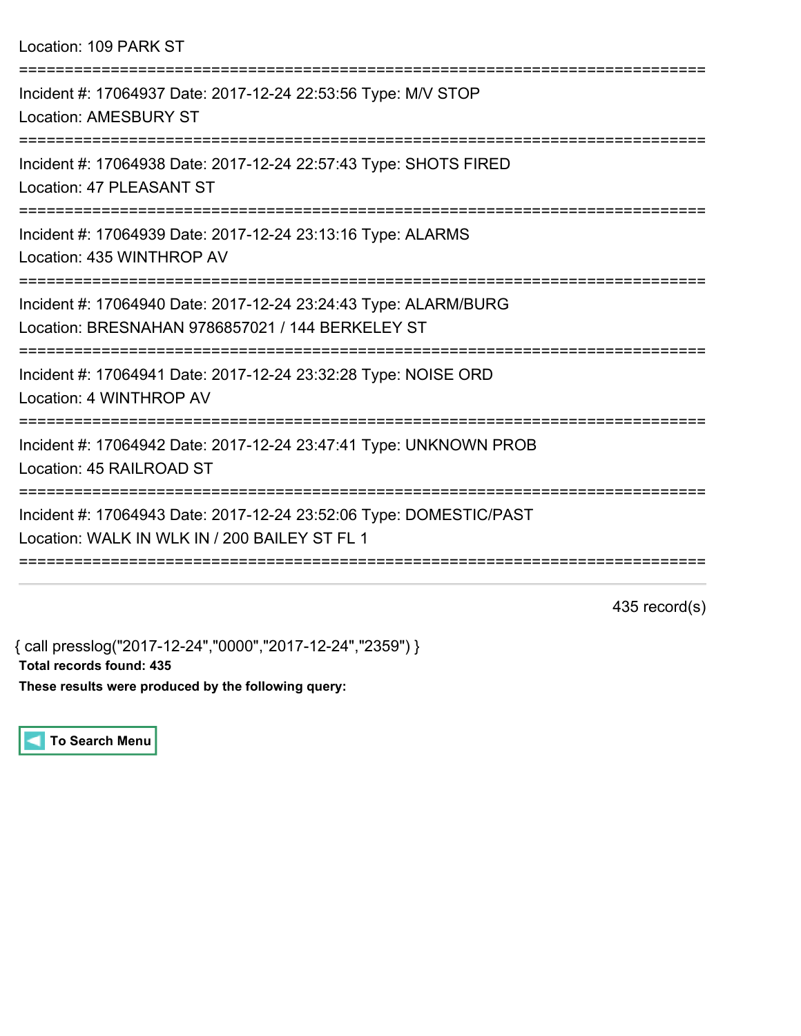Location: 109 PARK ST

===========================================================================

Incident #: 17064937 Date: 2017-12-24 22:53:56 Type: M/V STOP

Location: AMESBURY ST

===========================================================================

Incident #: 17064938 Date: 2017-12-24 22:57:43 Type: SHOTS FIRED

Location: 47 PLEASANT ST

===========================================================================

Incident #: 17064939 Date: 2017-12-24 23:13:16 Type: ALARMS

Location: 435 WINTHROP AV

===========================================================================

Incident #: 17064940 Date: 2017-12-24 23:24:43 Type: ALARM/BURG

Location: BRESNAHAN 9786857021 / 144 BERKELEY ST

===========================================================================

Incident #: 17064941 Date: 2017-12-24 23:32:28 Type: NOISE ORD

Location: 4 WINTHROP AV

===========================================================================

Incident #: 17064942 Date: 2017-12-24 23:47:41 Type: UNKNOWN PROB

Location: 45 RAILROAD ST

===========================================================================

Incident #: 17064943 Date: 2017-12-24 23:52:06 Type: DOMESTIC/PAST

Location: WALK IN WLK IN / 200 BAILEY ST FL 1

===========================================================================

435 record(s)

{ call presslog("2017-12-24","0000","2017-12-24","2359") }

**Total records found: 435**

**These results were produced by the following query:**

**To Search Menu**